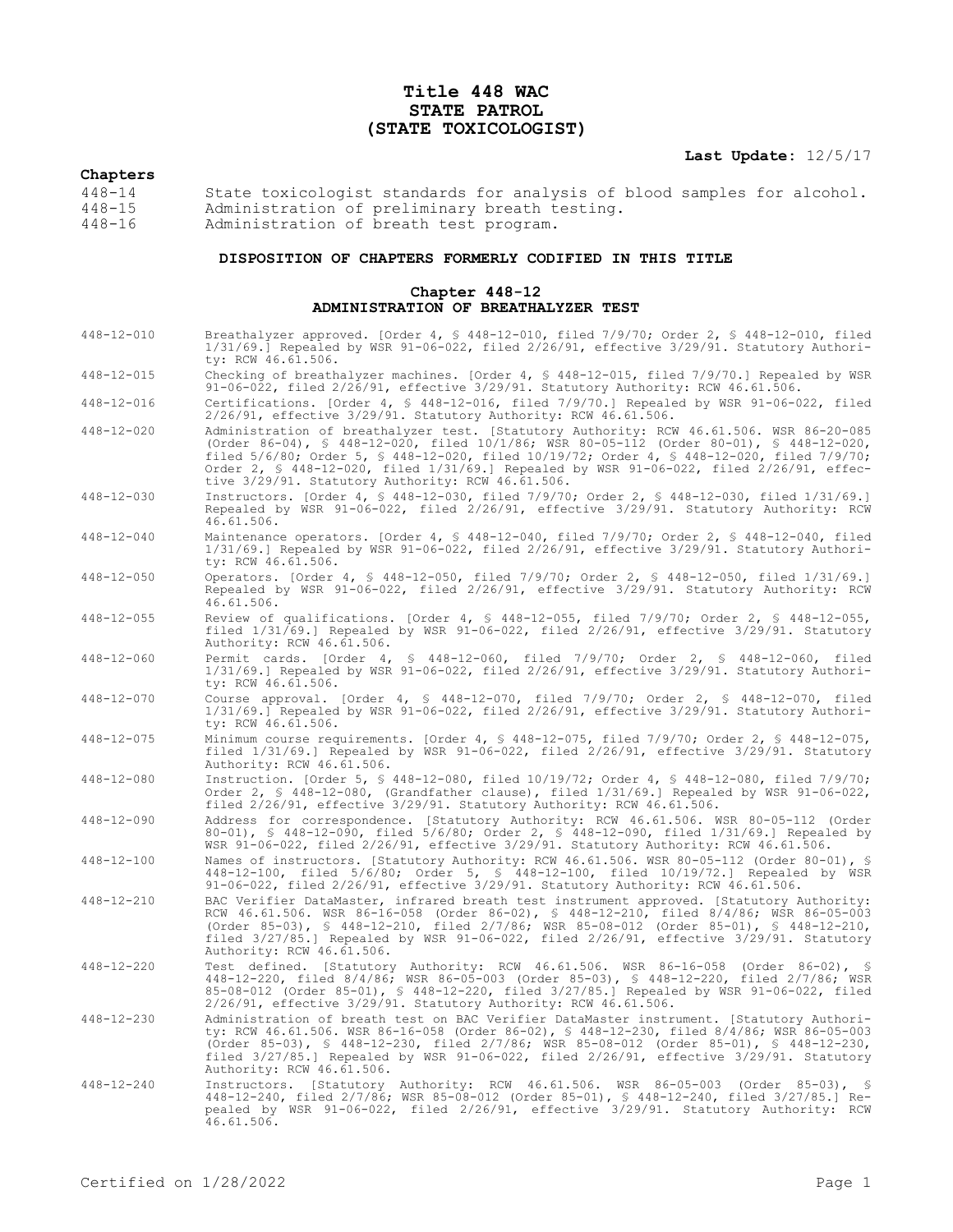# Title 448 WAC
# STATE PATROL
# (STATE TOXICOLOGIST)

**Last Update:** 12/5/17

**Chapters**

| | |
|---|---|
| 448-14 | State toxicologist standards for analysis of blood samples for alcohol. |
| 448-15 | Administration of preliminary breath testing. |
| 448-16 | Administration of breath test program. |

### DISPOSITION OF CHAPTERS FORMERLY CODIFIED IN THIS TITLE

#### Chapter 448-12
#### ADMINISTRATION OF BREATHALYZER TEST

| | |
|---|---|
| 448-12-010 | Breathalyzer approved. [Order 4, § 448-12-010, filed 7/9/70; Order 2, § 448-12-010, filed 1/31/69.] Repealed by WSR 91-06-022, filed 2/26/91, effective 3/29/91. Statutory Authority: RCW 46.61.506. |
| 448-12-015 | Checking of breathalyzer machines. [Order 4, § 448-12-015, filed 7/9/70.] Repealed by WSR 91-06-022, filed 2/26/91, effective 3/29/91. Statutory Authority: RCW 46.61.506. |
| 448-12-016 | Certifications. [Order 4, § 448-12-016, filed 7/9/70.] Repealed by WSR 91-06-022, filed 2/26/91, effective 3/29/91. Statutory Authority: RCW 46.61.506. |
| 448-12-020 | Administration of breathalyzer test. [Statutory Authority: RCW 46.61.506. WSR 86-20-085 (Order 86-04), § 448-12-020, filed 10/1/86; WSR 80-05-112 (Order 80-01), § 448-12-020, filed 5/6/80; Order 5, § 448-12-020, filed 10/19/72; Order 4, § 448-12-020, filed 7/9/70; Order 2, § 448-12-020, filed 1/31/69.] Repealed by WSR 91-06-022, filed 2/26/91, effective 3/29/91. Statutory Authority: RCW 46.61.506. |
| 448-12-030 | Instructors. [Order 4, § 448-12-030, filed 7/9/70; Order 2, § 448-12-030, filed 1/31/69.] Repealed by WSR 91-06-022, filed 2/26/91, effective 3/29/91. Statutory Authority: RCW 46.61.506. |
| 448-12-040 | Maintenance operators. [Order 4, § 448-12-040, filed 7/9/70; Order 2, § 448-12-040, filed 1/31/69.] Repealed by WSR 91-06-022, filed 2/26/91, effective 3/29/91. Statutory Authority: RCW 46.61.506. |
| 448-12-050 | Operators. [Order 4, § 448-12-050, filed 7/9/70; Order 2, § 448-12-050, filed 1/31/69.] Repealed by WSR 91-06-022, filed 2/26/91, effective 3/29/91. Statutory Authority: RCW 46.61.506. |
| 448-12-055 | Review of qualifications. [Order 4, § 448-12-055, filed 7/9/70; Order 2, § 448-12-055, filed 1/31/69.] Repealed by WSR 91-06-022, filed 2/26/91, effective 3/29/91. Statutory Authority: RCW 46.61.506. |
| 448-12-060 | Permit cards. [Order 4, § 448-12-060, filed 7/9/70; Order 2, § 448-12-060, filed 1/31/69.] Repealed by WSR 91-06-022, filed 2/26/91, effective 3/29/91. Statutory Authority: RCW 46.61.506. |
| 448-12-070 | Course approval. [Order 4, § 448-12-070, filed 7/9/70; Order 2, § 448-12-070, filed 1/31/69.] Repealed by WSR 91-06-022, filed 2/26/91, effective 3/29/91. Statutory Authority: RCW 46.61.506. |
| 448-12-075 | Minimum course requirements. [Order 4, § 448-12-075, filed 7/9/70; Order 2, § 448-12-075, filed 1/31/69.] Repealed by WSR 91-06-022, filed 2/26/91, effective 3/29/91. Statutory Authority: RCW 46.61.506. |
| 448-12-080 | Instruction. [Order 5, § 448-12-080, filed 10/19/72; Order 4, § 448-12-080, filed 7/9/70; Order 2, § 448-12-080, (Grandfather clause), filed 1/31/69.] Repealed by WSR 91-06-022, filed 2/26/91, effective 3/29/91. Statutory Authority: RCW 46.61.506. |
| 448-12-090 | Address for correspondence. [Statutory Authority: RCW 46.61.506. WSR 80-05-112 (Order 80-01), § 448-12-090, filed 5/6/80; Order 2, § 448-12-090, filed 1/31/69.] Repealed by WSR 91-06-022, filed 2/26/91, effective 3/29/91. Statutory Authority: RCW 46.61.506. |
| 448-12-100 | Names of instructors. [Statutory Authority: RCW 46.61.506. WSR 80-05-112 (Order 80-01), § 448-12-100, filed 5/6/80; Order 5, § 448-12-100, filed 10/19/72.] Repealed by WSR 91-06-022, filed 2/26/91, effective 3/29/91. Statutory Authority: RCW 46.61.506. |
| 448-12-210 | BAC Verifier DataMaster, infrared breath test instrument approved. [Statutory Authority: RCW 46.61.506. WSR 86-16-058 (Order 86-02), § 448-12-210, filed 8/4/86; WSR 86-05-003 (Order 85-03), § 448-12-210, filed 2/7/86; WSR 85-08-012 (Order 85-01), § 448-12-210, filed 3/27/85.] Repealed by WSR 91-06-022, filed 2/26/91, effective 3/29/91. Statutory Authority: RCW 46.61.506. |
| 448-12-220 | Test defined. [Statutory Authority: RCW 46.61.506. WSR 86-16-058 (Order 86-02), § 448-12-220, filed 8/4/86; WSR 86-05-003 (Order 85-03), § 448-12-220, filed 2/7/86; WSR 85-08-012 (Order 85-01), § 448-12-220, filed 3/27/85.] Repealed by WSR 91-06-022, filed 2/26/91, effective 3/29/91. Statutory Authority: RCW 46.61.506. |
| 448-12-230 | Administration of breath test on BAC Verifier DataMaster instrument. [Statutory Authority: RCW 46.61.506. WSR 86-16-058 (Order 86-02), § 448-12-230, filed 8/4/86; WSR 86-05-003 (Order 85-03), § 448-12-230, filed 2/7/86; WSR 85-08-012 (Order 85-01), § 448-12-230, filed 3/27/85.] Repealed by WSR 91-06-022, filed 2/26/91, effective 3/29/91. Statutory Authority: RCW 46.61.506. |
| 448-12-240 | Instructors. [Statutory Authority: RCW 46.61.506. WSR 86-05-003 (Order 85-03), § 448-12-240, filed 2/7/86; WSR 85-08-012 (Order 85-01), § 448-12-240, filed 3/27/85.] Repealed by WSR 91-06-022, filed 2/26/91, effective 3/29/91. Statutory Authority: RCW 46.61.506. |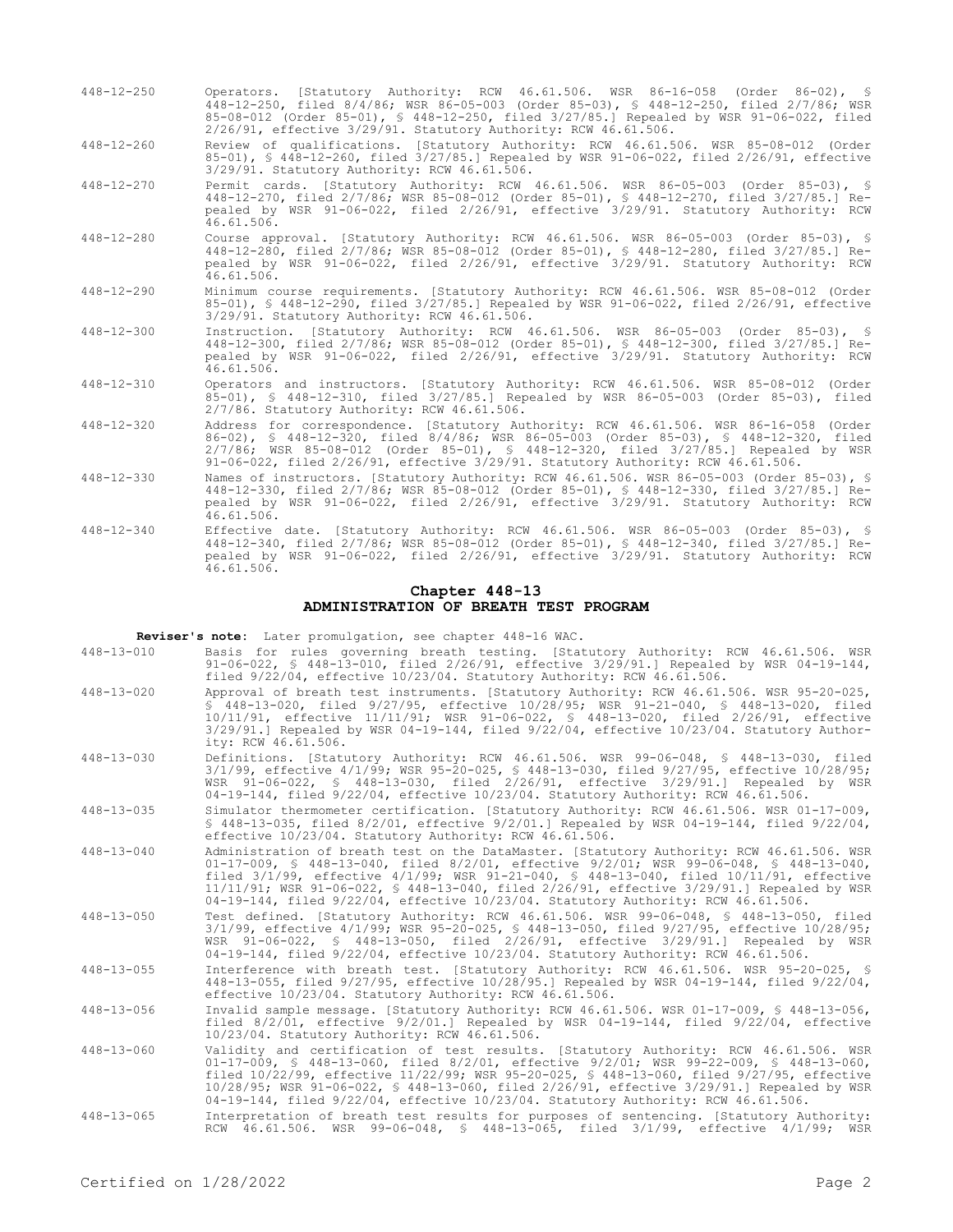448-12-250 Operators. [Statutory Authority: RCW 46.61.506. WSR 86-16-058 (Order 86-02), § 448-12-250, filed 8/4/86; WSR 86-05-003 (Order 85-03), § 448-12-250, filed 2/7/86; WSR 85-08-012 (Order 85-01), § 448-12-250, filed 3/27/85.] Repealed by WSR 91-06-022, filed 2/26/91, effective 3/29/91. Statutory Authority: RCW 46.61.506.

448-12-260 Review of qualifications. [Statutory Authority: RCW 46.61.506. WSR 85-08-012 (Order 85-01), § 448-12-260, filed 3/27/85.] Repealed by WSR 91-06-022, filed 2/26/91, effective 3/29/91. Statutory Authority: RCW 46.61.506.

448-12-270 Permit cards. [Statutory Authority: RCW 46.61.506. WSR 86-05-003 (Order 85-03), § 448-12-270, filed 2/7/86; WSR 85-08-012 (Order 85-01), § 448-12-270, filed 3/27/85.] Repealed by WSR 91-06-022, filed 2/26/91, effective 3/29/91. Statutory Authority: RCW 46.61.506.

448-12-280 Course approval. [Statutory Authority: RCW 46.61.506. WSR 86-05-003 (Order 85-03), § 448-12-280, filed 2/7/86; WSR 85-08-012 (Order 85-01), § 448-12-280, filed 3/27/85.] Repealed by WSR 91-06-022, filed 2/26/91, effective 3/29/91. Statutory Authority: RCW 46.61.506.

448-12-290 Minimum course requirements. [Statutory Authority: RCW 46.61.506. WSR 85-08-012 (Order 85-01), § 448-12-290, filed 3/27/85.] Repealed by WSR 91-06-022, filed 2/26/91, effective 3/29/91. Statutory Authority: RCW 46.61.506.

448-12-300 Instruction. [Statutory Authority: RCW 46.61.506. WSR 86-05-003 (Order 85-03), § 448-12-300, filed 2/7/86; WSR 85-08-012 (Order 85-01), § 448-12-300, filed 3/27/85.] Repealed by WSR 91-06-022, filed 2/26/91, effective 3/29/91. Statutory Authority: RCW 46.61.506.

448-12-310 Operators and instructors. [Statutory Authority: RCW 46.61.506. WSR 85-08-012 (Order 85-01), § 448-12-310, filed 3/27/85.] Repealed by WSR 86-05-003 (Order 85-03), filed 2/7/86. Statutory Authority: RCW 46.61.506.

448-12-320 Address for correspondence. [Statutory Authority: RCW 46.61.506. WSR 86-16-058 (Order 86-02), § 448-12-320, filed 8/4/86; WSR 86-05-003 (Order 85-03), § 448-12-320, filed 2/7/86; WSR 85-08-012 (Order 85-01), § 448-12-320, filed 3/27/85.] Repealed by WSR 91-06-022, filed 2/26/91, effective 3/29/91. Statutory Authority: RCW 46.61.506.

448-12-330 Names of instructors. [Statutory Authority: RCW 46.61.506. WSR 86-05-003 (Order 85-03), § 448-12-330, filed 2/7/86; WSR 85-08-012 (Order 85-01), § 448-12-330, filed 3/27/85.] Repealed by WSR 91-06-022, filed 2/26/91, effective 3/29/91. Statutory Authority: RCW 46.61.506.

448-12-340 Effective date. [Statutory Authority: RCW 46.61.506. WSR 86-05-003 (Order 85-03), § 448-12-340, filed 2/7/86; WSR 85-08-012 (Order 85-01), § 448-12-340, filed 3/27/85.] Repealed by WSR 91-06-022, filed 2/26/91, effective 3/29/91. Statutory Authority: RCW 46.61.506.

## Chapter 448-13
## ADMINISTRATION OF BREATH TEST PROGRAM

**Reviser's note:** Later promulgation, see chapter 448-16 WAC.

448-13-010 Basis for rules governing breath testing. [Statutory Authority: RCW 46.61.506. WSR 91-06-022, § 448-13-010, filed 2/26/91, effective 3/29/91.] Repealed by WSR 04-19-144, filed 9/22/04, effective 10/23/04. Statutory Authority: RCW 46.61.506.

448-13-020 Approval of breath test instruments. [Statutory Authority: RCW 46.61.506. WSR 95-20-025, § 448-13-020, filed 9/27/95, effective 10/28/95; WSR 91-21-040, § 448-13-020, filed 10/11/91, effective 11/11/91; WSR 91-06-022, § 448-13-020, filed 2/26/91, effective 3/29/91.] Repealed by WSR 04-19-144, filed 9/22/04, effective 10/23/04. Statutory Authority: RCW 46.61.506.

448-13-030 Definitions. [Statutory Authority: RCW 46.61.506. WSR 99-06-048, § 448-13-030, filed 3/1/99, effective 4/1/99; WSR 95-20-025, § 448-13-030, filed 9/27/95, effective 10/28/95; WSR 91-06-022, § 448-13-030, filed 2/26/91, effective 3/29/91.] Repealed by WSR 04-19-144, filed 9/22/04, effective 10/23/04. Statutory Authority: RCW 46.61.506.

448-13-035 Simulator thermometer certification. [Statutory Authority: RCW 46.61.506. WSR 01-17-009, § 448-13-035, filed 8/2/01, effective 9/2/01.] Repealed by WSR 04-19-144, filed 9/22/04, effective 10/23/04. Statutory Authority: RCW 46.61.506.

448-13-040 Administration of breath test on the DataMaster. [Statutory Authority: RCW 46.61.506. WSR 01-17-009, § 448-13-040, filed 8/2/01, effective 9/2/01; WSR 99-06-048, § 448-13-040, filed 3/1/99, effective 4/1/99; WSR 91-21-040, § 448-13-040, filed 10/11/91, effective 11/11/91; WSR 91-06-022, § 448-13-040, filed 2/26/91, effective 3/29/91.] Repealed by WSR 04-19-144, filed 9/22/04, effective 10/23/04. Statutory Authority: RCW 46.61.506.

448-13-050 Test defined. [Statutory Authority: RCW 46.61.506. WSR 99-06-048, § 448-13-050, filed 3/1/99, effective 4/1/99; WSR 95-20-025, § 448-13-050, filed 9/27/95, effective 10/28/95; WSR 91-06-022, § 448-13-050, filed 2/26/91, effective 3/29/91.] Repealed by WSR 04-19-144, filed 9/22/04, effective 10/23/04. Statutory Authority: RCW 46.61.506.

448-13-055 Interference with breath test. [Statutory Authority: RCW 46.61.506. WSR 95-20-025, § 448-13-055, filed 9/27/95, effective 10/28/95.] Repealed by WSR 04-19-144, filed 9/22/04, effective 10/23/04. Statutory Authority: RCW 46.61.506.

448-13-056 Invalid sample message. [Statutory Authority: RCW 46.61.506. WSR 01-17-009, § 448-13-056, filed 8/2/01, effective 9/2/01.] Repealed by WSR 04-19-144, filed 9/22/04, effective 10/23/04. Statutory Authority: RCW 46.61.506.

448-13-060 Validity and certification of test results. [Statutory Authority: RCW 46.61.506. WSR 01-17-009, § 448-13-060, filed 8/2/01, effective 9/2/01; WSR 99-22-009, § 448-13-060, filed 10/22/99, effective 11/22/99; WSR 95-20-025, § 448-13-060, filed 9/27/95, effective 10/28/95; WSR 91-06-022, § 448-13-060, filed 2/26/91, effective 3/29/91.] Repealed by WSR 04-19-144, filed 9/22/04, effective 10/23/04. Statutory Authority: RCW 46.61.506.

448-13-065 Interpretation of breath test results for purposes of sentencing. [Statutory Authority: RCW 46.61.506. WSR 99-06-048, § 448-13-065, filed 3/1/99, effective 4/1/99; WSR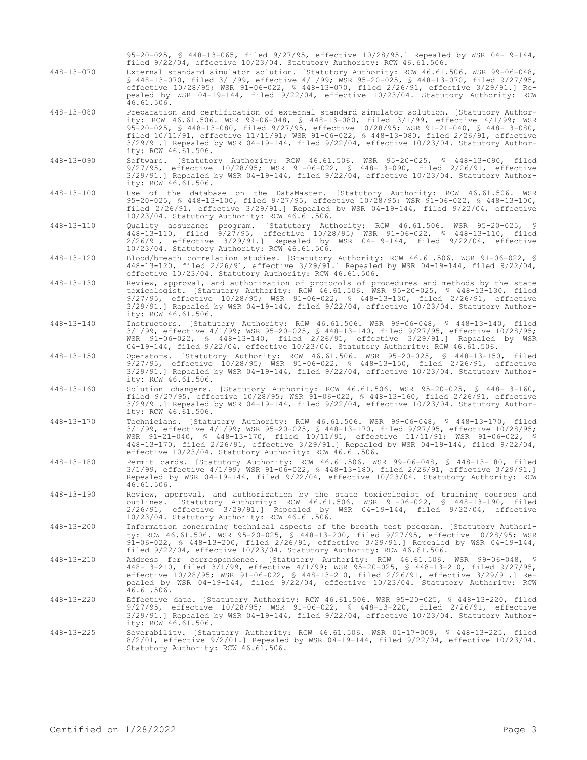95-20-025, § 448-13-065, filed 9/27/95, effective 10/28/95.] Repealed by WSR 04-19-144, filed 9/22/04, effective 10/23/04. Statutory Authority: RCW 46.61.506.

448-13-070 External standard simulator solution. [Statutory Authority: RCW 46.61.506. WSR 99-06-048, § 448-13-070, filed 3/1/99, effective 4/1/99; WSR 95-20-025, § 448-13-070, filed 9/27/95, effective 10/28/95; WSR 91-06-022, § 448-13-070, filed 2/26/91, effective 3/29/91.] Repealed by WSR 04-19-144, filed 9/22/04, effective 10/23/04. Statutory Authority: RCW 46.61.506.

448-13-080 Preparation and certification of external standard simulator solution. [Statutory Authority: RCW 46.61.506. WSR 99-06-048, § 448-13-080, filed 3/1/99, effective 4/1/99; WSR 95-20-025, § 448-13-080, filed 9/27/95, effective 10/28/95; WSR 91-21-040, § 448-13-080, filed 10/11/91, effective 11/11/91; WSR 91-06-022, § 448-13-080, filed 2/26/91, effective 3/29/91.] Repealed by WSR 04-19-144, filed 9/22/04, effective 10/23/04. Statutory Authority: RCW 46.61.506.

448-13-090 Software. [Statutory Authority: RCW 46.61.506. WSR 95-20-025, § 448-13-090, filed 9/27/95, effective 10/28/95; WSR 91-06-022, § 448-13-090, filed 2/26/91, effective 3/29/91.] Repealed by WSR 04-19-144, filed 9/22/04, effective 10/23/04. Statutory Authority: RCW 46.61.506.

448-13-100 Use of the database on the DataMaster. [Statutory Authority: RCW 46.61.506. WSR 95-20-025, § 448-13-100, filed 9/27/95, effective 10/28/95; WSR 91-06-022, § 448-13-100, filed 2/26/91, effective 3/29/91.] Repealed by WSR 04-19-144, filed 9/22/04, effective 10/23/04. Statutory Authority: RCW 46.61.506.

448-13-110 Quality assurance program. [Statutory Authority: RCW 46.61.506. WSR 95-20-025, § 448-13-110, filed 9/27/95, effective 10/28/95; WSR 91-06-022, § 448-13-110, filed 2/26/91, effective 3/29/91.] Repealed by WSR 04-19-144, filed 9/22/04, effective 10/23/04. Statutory Authority: RCW 46.61.506.

448-13-120 Blood/breath correlation studies. [Statutory Authority: RCW 46.61.506. WSR 91-06-022, § 448-13-120, filed 2/26/91, effective 3/29/91.] Repealed by WSR 04-19-144, filed 9/22/04, effective 10/23/04. Statutory Authority: RCW 46.61.506.

448-13-130 Review, approval, and authorization of protocols of procedures and methods by the state toxicologist. [Statutory Authority: RCW 46.61.506. WSR 95-20-025, § 448-13-130, filed 9/27/95, effective 10/28/95; WSR 91-06-022, § 448-13-130, filed 2/26/91, effective 3/29/91.] Repealed by WSR 04-19-144, filed 9/22/04, effective 10/23/04. Statutory Authority: RCW 46.61.506.

448-13-140 Instructors. [Statutory Authority: RCW 46.61.506. WSR 99-06-048, § 448-13-140, filed 3/1/99, effective 4/1/99; WSR 95-20-025, § 448-13-140, filed 9/27/95, effective 10/28/95; WSR 91-06-022, § 448-13-140, filed 2/26/91, effective 3/29/91.] Repealed by WSR 04-19-144, filed 9/22/04, effective 10/23/04. Statutory Authority: RCW 46.61.506.

448-13-150 Operators. [Statutory Authority: RCW 46.61.506. WSR 95-20-025, § 448-13-150, filed 9/27/95, effective 10/28/95; WSR 91-06-022, § 448-13-150, filed 2/26/91, effective 3/29/91.] Repealed by WSR 04-19-144, filed 9/22/04, effective 10/23/04. Statutory Authority: RCW 46.61.506.

448-13-160 Solution changers. [Statutory Authority: RCW 46.61.506. WSR 95-20-025, § 448-13-160, filed 9/27/95, effective 10/28/95; WSR 91-06-022, § 448-13-160, filed 2/26/91, effective 3/29/91.] Repealed by WSR 04-19-144, filed 9/22/04, effective 10/23/04. Statutory Authority: RCW 46.61.506.

448-13-170 Technicians. [Statutory Authority: RCW 46.61.506. WSR 99-06-048, § 448-13-170, filed 3/1/99, effective 4/1/99; WSR 95-20-025, § 448-13-170, filed 9/27/95, effective 10/28/95; WSR 91-21-040, § 448-13-170, filed 10/11/91, effective 11/11/91; WSR 91-06-022, § 448-13-170, filed 2/26/91, effective 3/29/91.] Repealed by WSR 04-19-144, filed 9/22/04, effective 10/23/04. Statutory Authority: RCW 46.61.506.

448-13-180 Permit cards. [Statutory Authority: RCW 46.61.506. WSR 99-06-048, § 448-13-180, filed 3/1/99, effective 4/1/99; WSR 91-06-022, § 448-13-180, filed 2/26/91, effective 3/29/91.] Repealed by WSR 04-19-144, filed 9/22/04, effective 10/23/04. Statutory Authority: RCW 46.61.506.

448-13-190 Review, approval, and authorization by the state toxicologist of training courses and outlines. [Statutory Authority: RCW 46.61.506. WSR 91-06-022, § 448-13-190, filed 2/26/91, effective 3/29/91.] Repealed by WSR 04-19-144, filed 9/22/04, effective 10/23/04. Statutory Authority: RCW 46.61.506.

448-13-200 Information concerning technical aspects of the breath test program. [Statutory Authority: RCW 46.61.506. WSR 95-20-025, § 448-13-200, filed 9/27/95, effective 10/28/95; WSR 91-06-022, § 448-13-200, filed 2/26/91, effective 3/29/91.] Repealed by WSR 04-19-144, filed 9/22/04, effective 10/23/04. Statutory Authority: RCW 46.61.506.

448-13-210 Address for correspondence. [Statutory Authority: RCW 46.61.506. WSR 99-06-048, § 448-13-210, filed 3/1/99, effective 4/1/99; WSR 95-20-025, § 448-13-210, filed 9/27/95, effective 10/28/95; WSR 91-06-022, § 448-13-210, filed 2/26/91, effective 3/29/91.] Repealed by WSR 04-19-144, filed 9/22/04, effective 10/23/04. Statutory Authority: RCW 46.61.506.

448-13-220 Effective date. [Statutory Authority: RCW 46.61.506. WSR 95-20-025, § 448-13-220, filed 9/27/95, effective 10/28/95; WSR 91-06-022, § 448-13-220, filed 2/26/91, effective 3/29/91.] Repealed by WSR 04-19-144, filed 9/22/04, effective 10/23/04. Statutory Authority: RCW 46.61.506.

448-13-225 Severability. [Statutory Authority: RCW 46.61.506. WSR 01-17-009, § 448-13-225, filed 8/2/01, effective 9/2/01.] Repealed by WSR 04-19-144, filed 9/22/04, effective 10/23/04. Statutory Authority: RCW 46.61.506.

Certified on 1/28/2022